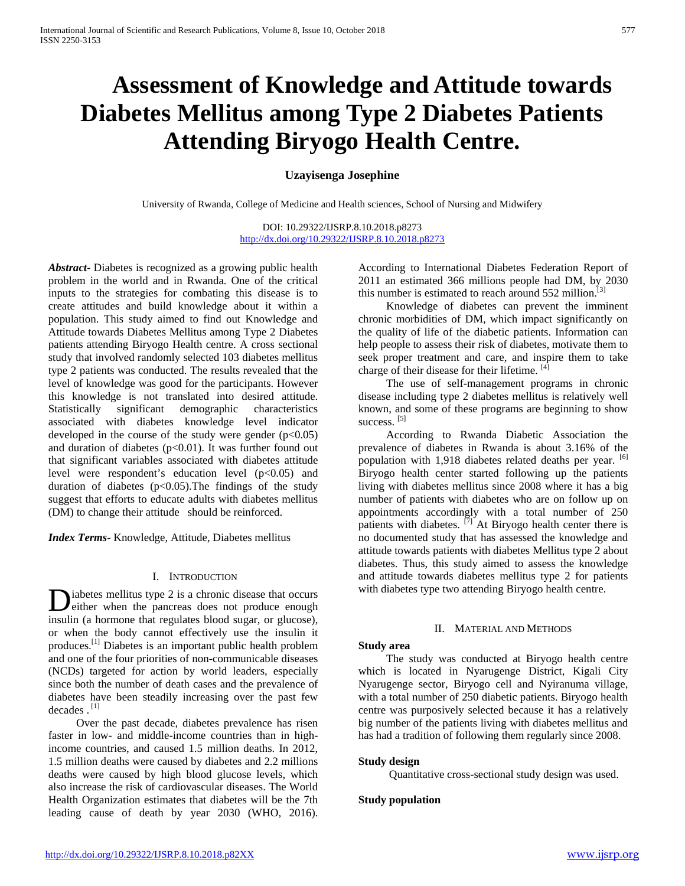# Assessment of Knowledge and Attitude towards Diabetes Mellitus among Type 2 Diabetes Patients Attending Biryogo Health Centre.

**Uzayisenga Josephine**

University of Rwanda, College of Medicine and Health sciences, School of Nursing and Midwifery

DOI: 10.29322/IJSRP.8.10.2018.p8273
http://dx.doi.org/10.29322/IJSRP.8.10.2018.p8273

***Abstract***- Diabetes is recognized as a growing public health problem in the world and in Rwanda. One of the critical inputs to the strategies for combating this disease is to create attitudes and build knowledge about it within a population. This study aimed to find out Knowledge and Attitude towards Diabetes Mellitus among Type 2 Diabetes patients attending Biryogo Health centre. A cross sectional study that involved randomly selected 103 diabetes mellitus type 2 patients was conducted. The results revealed that the level of knowledge was good for the participants. However this knowledge is not translated into desired attitude. Statistically significant demographic characteristics associated with diabetes knowledge level indicator developed in the course of the study were gender ($p<0.05$) and duration of diabetes ($p<0.01$). It was further found out that significant variables associated with diabetes attitude level were respondent's education level ($p<0.05$) and duration of diabetes ($p<0.05$).The findings of the study suggest that efforts to educate adults with diabetes mellitus (DM) to change their attitude should be reinforced.

***Index Terms***- Knowledge, Attitude, Diabetes mellitus

## I. Introduction

Diabetes mellitus type 2 is a chronic disease that occurs either when the pancreas does not produce enough insulin (a hormone that regulates blood sugar, or glucose), or when the body cannot effectively use the insulin it produces.[1] Diabetes is an important public health problem and one of the four priorities of non-communicable diseases (NCDs) targeted for action by world leaders, especially since both the number of death cases and the prevalence of diabetes have been steadily increasing over the past few decades .[1]

Over the past decade, diabetes prevalence has risen faster in low- and middle-income countries than in high-income countries, and caused 1.5 million deaths. In 2012, 1.5 million deaths were caused by diabetes and 2.2 millions deaths were caused by high blood glucose levels, which also increase the risk of cardiovascular diseases. The World Health Organization estimates that diabetes will be the 7th leading cause of death by year 2030 (WHO, 2016). According to International Diabetes Federation Report of 2011 an estimated 366 millions people had DM, by 2030 this number is estimated to reach around 552 million.[3]

Knowledge of diabetes can prevent the imminent chronic morbidities of DM, which impact significantly on the quality of life of the diabetic patients. Information can help people to assess their risk of diabetes, motivate them to seek proper treatment and care, and inspire them to take charge of their disease for their lifetime. [4]

The use of self-management programs in chronic disease including type 2 diabetes mellitus is relatively well known, and some of these programs are beginning to show success. [5]

According to Rwanda Diabetic Association the prevalence of diabetes in Rwanda is about 3.16% of the population with 1,918 diabetes related deaths per year. [6] Biryogo health center started following up the patients living with diabetes mellitus since 2008 where it has a big number of patients with diabetes who are on follow up on appointments accordingly with a total number of 250 patients with diabetes. [7] At Biryogo health center there is no documented study that has assessed the knowledge and attitude towards patients with diabetes Mellitus type 2 about diabetes. Thus, this study aimed to assess the knowledge and attitude towards diabetes mellitus type 2 for patients with diabetes type two attending Biryogo health centre.

## II. Material and Methods

**Study area**

The study was conducted at Biryogo health centre which is located in Nyarugenge District, Kigali City Nyarugenge sector, Biryogo cell and Nyiranuma village, with a total number of 250 diabetic patients. Biryogo health centre was purposively selected because it has a relatively big number of the patients living with diabetes mellitus and has had a tradition of following them regularly since 2008.

**Study design**

Quantitative cross-sectional study design was used.

**Study population**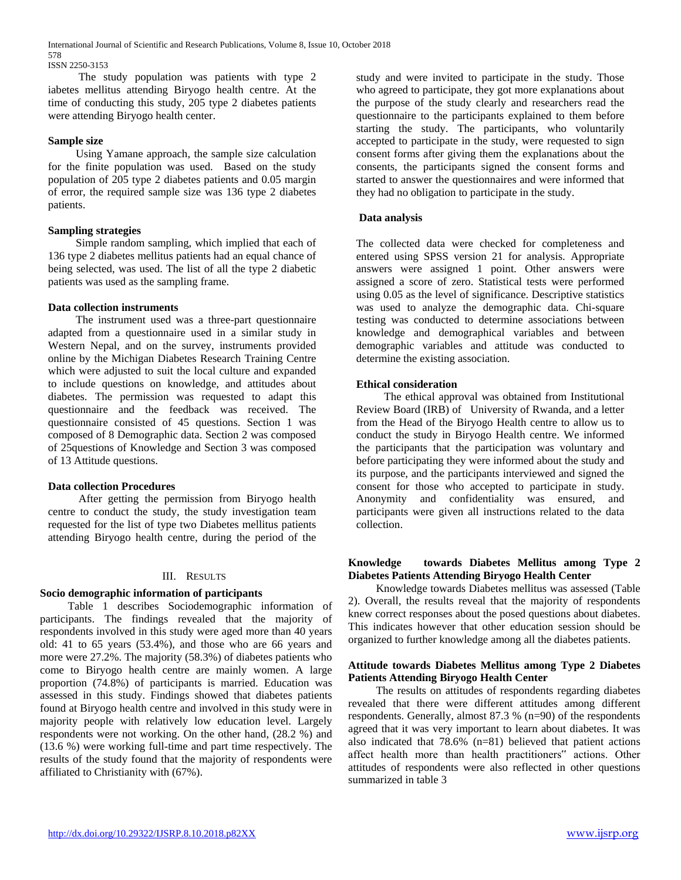The study population was patients with type 2 iabetes mellitus attending Biryogo health centre. At the time of conducting this study, 205 type 2 diabetes patients were attending Biryogo health center.

**Sample size**

Using Yamane approach, the sample size calculation for the finite population was used. Based on the study population of 205 type 2 diabetes patients and 0.05 margin of error, the required sample size was 136 type 2 diabetes patients.

**Sampling strategies**

Simple random sampling, which implied that each of 136 type 2 diabetes mellitus patients had an equal chance of being selected, was used. The list of all the type 2 diabetic patients was used as the sampling frame.

**Data collection instruments**

The instrument used was a three-part questionnaire adapted from a questionnaire used in a similar study in Western Nepal, and on the survey, instruments provided online by the Michigan Diabetes Research Training Centre which were adjusted to suit the local culture and expanded to include questions on knowledge, and attitudes about diabetes. The permission was requested to adapt this questionnaire and the feedback was received. The questionnaire consisted of 45 questions. Section 1 was composed of 8 Demographic data. Section 2 was composed of 25questions of Knowledge and Section 3 was composed of 13 Attitude questions.

**Data collection Procedures**

After getting the permission from Biryogo health centre to conduct the study, the study investigation team requested for the list of type two Diabetes mellitus patients attending Biryogo health centre, during the period of the study and were invited to participate in the study. Those who agreed to participate, they got more explanations about the purpose of the study clearly and researchers read the questionnaire to the participants explained to them before starting the study. The participants, who voluntarily accepted to participate in the study, were requested to sign consent forms after giving them the explanations about the consents, the participants signed the consent forms and started to answer the questionnaires and were informed that they had no obligation to participate in the study.

**Data analysis**

The collected data were checked for completeness and entered using SPSS version 21 for analysis. Appropriate answers were assigned 1 point. Other answers were assigned a score of zero. Statistical tests were performed using 0.05 as the level of significance. Descriptive statistics was used to analyze the demographic data. Chi-square testing was conducted to determine associations between knowledge and demographical variables and between demographic variables and attitude was conducted to determine the existing association.

**Ethical consideration**

The ethical approval was obtained from Institutional Review Board (IRB) of University of Rwanda, and a letter from the Head of the Biryogo Health centre to allow us to conduct the study in Biryogo Health centre. We informed the participants that the participation was voluntary and before participating they were informed about the study and its purpose, and the participants interviewed and signed the consent for those who accepted to participate in study. Anonymity and confidentiality was ensured, and participants were given all instructions related to the data collection.

## III. Results

**Socio demographic information of participants**

Table 1 describes Sociodemographic information of participants. The findings revealed that the majority of respondents involved in this study were aged more than 40 years old: 41 to 65 years (53.4%), and those who are 66 years and more were 27.2%. The majority (58.3%) of diabetes patients who come to Biryogo health centre are mainly women. A large proportion (74.8%) of participants is married. Education was assessed in this study. Findings showed that diabetes patients found at Biryogo health centre and involved in this study were in majority people with relatively low education level. Largely respondents were not working. On the other hand, (28.2 %) and (13.6 %) were working full-time and part time respectively. The results of the study found that the majority of respondents were affiliated to Christianity with (67%).

**Knowledge towards Diabetes Mellitus among Type 2 Diabetes Patients Attending Biryogo Health Center**

Knowledge towards Diabetes mellitus was assessed (Table 2). Overall, the results reveal that the majority of respondents knew correct responses about the posed questions about diabetes. This indicates however that other education session should be organized to further knowledge among all the diabetes patients.

**Attitude towards Diabetes Mellitus among Type 2 Diabetes Patients Attending Biryogo Health Center**

The results on attitudes of respondents regarding diabetes revealed that there were different attitudes among different respondents. Generally, almost 87.3 % (n=90) of the respondents agreed that it was very important to learn about diabetes. It was also indicated that 78.6% (n=81) believed that patient actions affect health more than health practitioners" actions. Other attitudes of respondents were also reflected in other questions summarized in table 3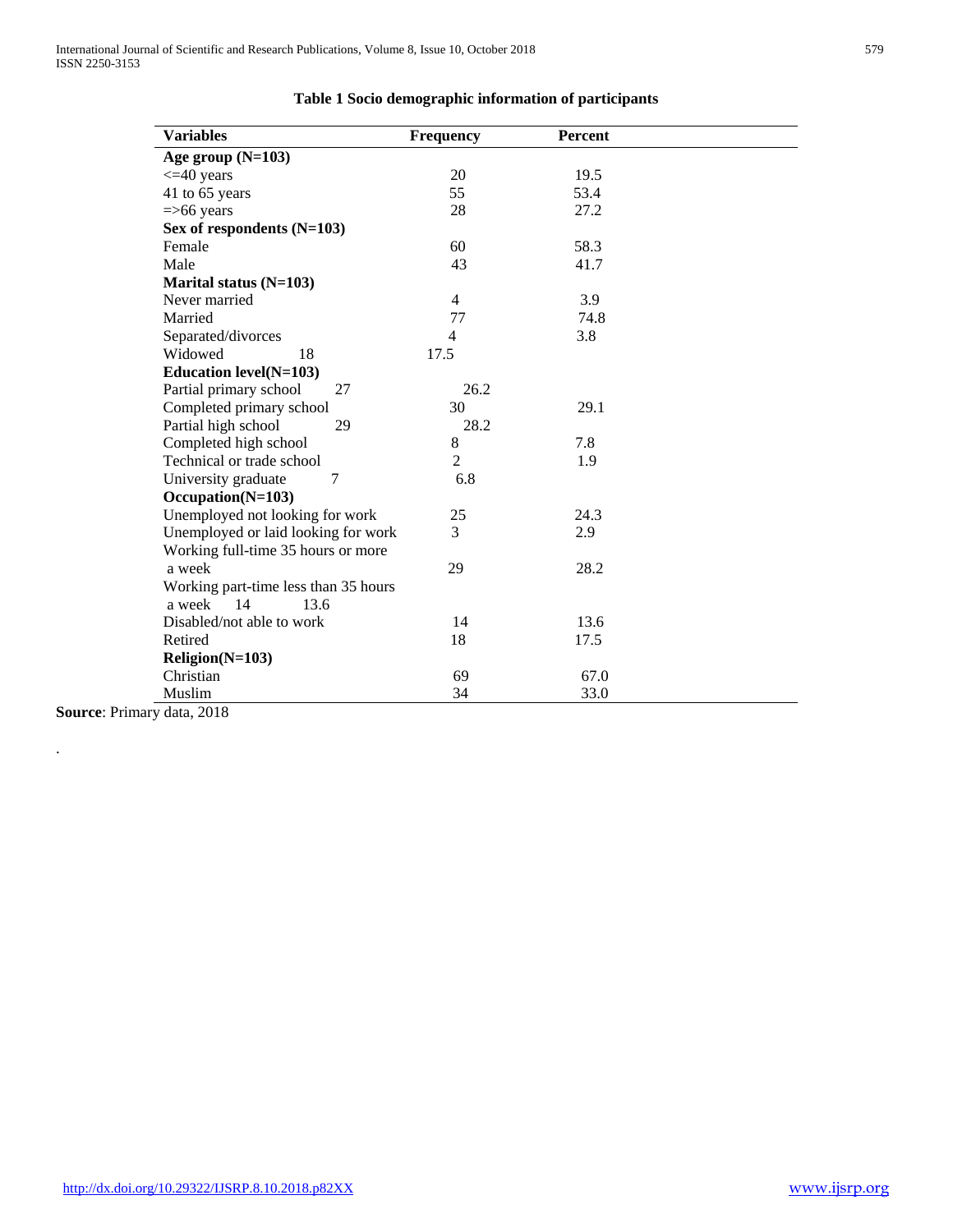**Table 1 Socio demographic information of participants**

| Variables | Frequency | Percent |
|---|---|---|
| **Age group (N=103)** | | |
| <=40 years | 20 | 19.5 |
| 41 to 65 years | 55 | 53.4 |
| =>66 years | 28 | 27.2 |
| **Sex of respondents (N=103)** | | |
| Female | 60 | 58.3 |
| Male | 43 | 41.7 |
| **Marital status (N=103)** | | |
| Never married | 4 | 3.9 |
| Married | 77 | 74.8 |
| Separated/divorces | 4 | 3.8 |
| Widowed | 18 | 17.5 |
| **Education level(N=103)** | | |
| Partial primary school | 27 | 26.2 |
| Completed primary school | 30 | 29.1 |
| Partial high school | 29 | 28.2 |
| Completed high school | 8 | 7.8 |
| Technical or trade school | 2 | 1.9 |
| University graduate | 7 | 6.8 |
| **Occupation(N=103)** | | |
| Unemployed not looking for work | 25 | 24.3 |
| Unemployed or laid looking for work | 3 | 2.9 |
| Working full-time 35 hours or more a week | 29 | 28.2 |
| Working part-time less than 35 hours a week | 14 | 13.6 |
| Disabled/not able to work | 14 | 13.6 |
| Retired | 18 | 17.5 |
| **Religion(N=103)** | | |
| Christian | 69 | 67.0 |
| Muslim | 34 | 33.0 |

**Source**: Primary data, 2018

.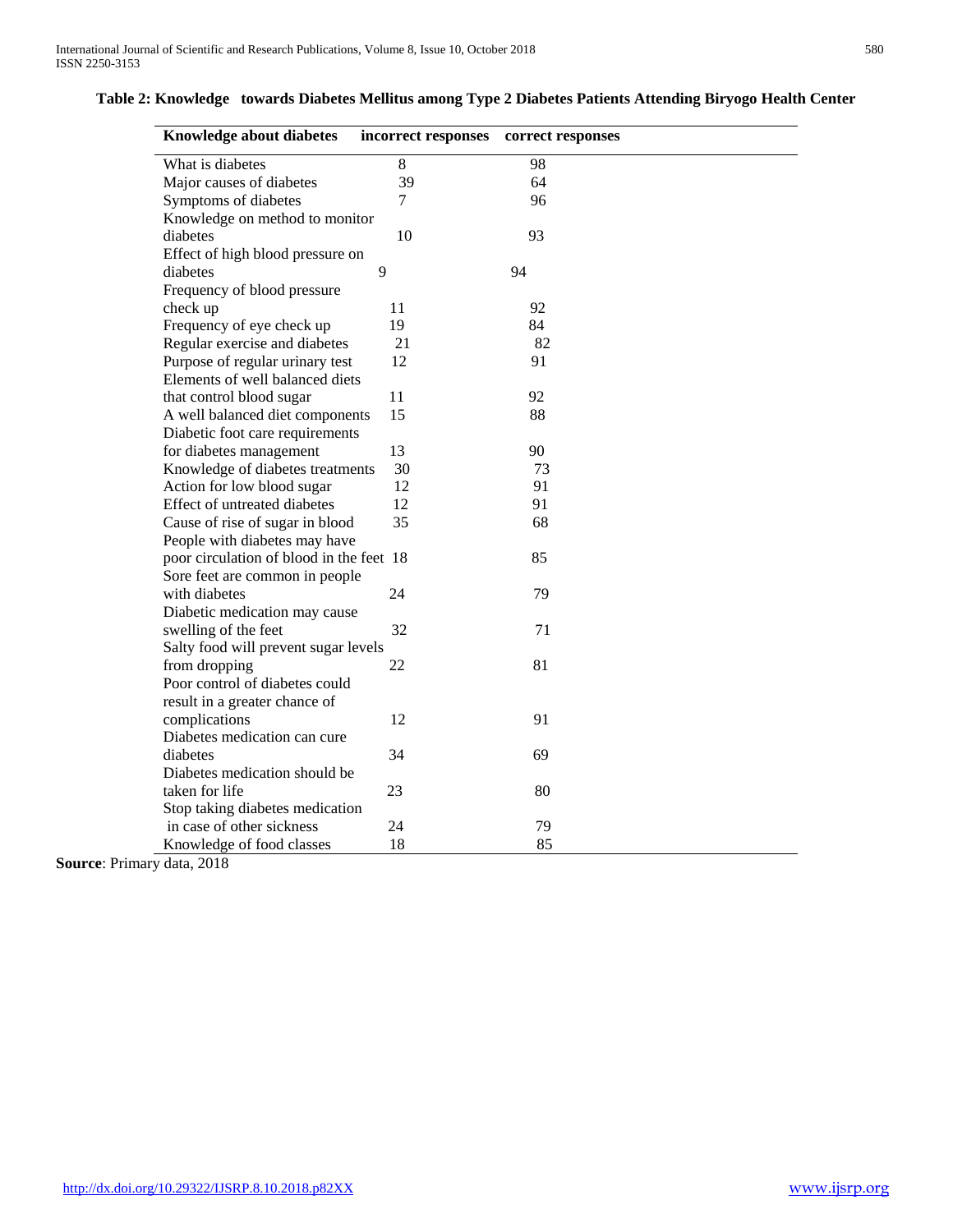**Table 2: Knowledge towards Diabetes Mellitus among Type 2 Diabetes Patients Attending Biryogo Health Center**

| Knowledge about diabetes | incorrect responses | correct responses |
|---|---|---|
| What is diabetes | 8 | 98 |
| Major causes of diabetes | 39 | 64 |
| Symptoms of diabetes | 7 | 96 |
| Knowledge on method to monitor diabetes | 10 | 93 |
| Effect of high blood pressure on diabetes | 9 | 94 |
| Frequency of blood pressure check up | 11 | 92 |
| Frequency of eye check up | 19 | 84 |
| Regular exercise and diabetes | 21 | 82 |
| Purpose of regular urinary test | 12 | 91 |
| Elements of well balanced diets that control blood sugar | 11 | 92 |
| A well balanced diet components | 15 | 88 |
| Diabetic foot care requirements for diabetes management | 13 | 90 |
| Knowledge of diabetes treatments | 30 | 73 |
| Action for low blood sugar | 12 | 91 |
| Effect of untreated diabetes | 12 | 91 |
| Cause of rise of sugar in blood | 35 | 68 |
| People with diabetes may have poor circulation of blood in the feet | 18 | 85 |
| Sore feet are common in people with diabetes | 24 | 79 |
| Diabetic medication may cause swelling of the feet | 32 | 71 |
| Salty food will prevent sugar levels from dropping | 22 | 81 |
| Poor control of diabetes could result in a greater chance of complications | 12 | 91 |
| Diabetes medication can cure diabetes | 34 | 69 |
| Diabetes medication should be taken for life | 23 | 80 |
| Stop taking diabetes medication in case of other sickness | 24 | 79 |
| Knowledge of food classes | 18 | 85 |

**Source**: Primary data, 2018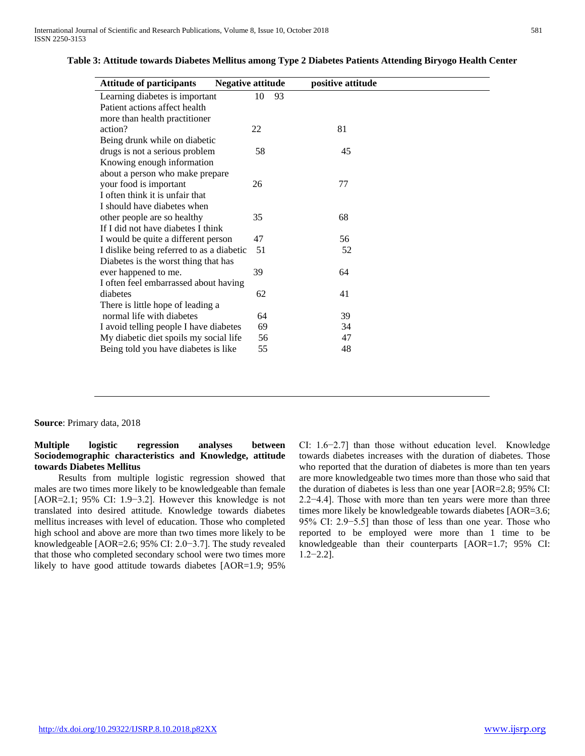**Table 3: Attitude towards Diabetes Mellitus among Type 2 Diabetes Patients Attending Biryogo Health Center**

| Attitude of participants | Negative attitude | positive attitude |
|---|---|---|
| Learning diabetes is important | 10 | 93 |
| Patient actions affect health more than health practitioner action? | 22 | 81 |
| Being drunk while on diabetic drugs is not a serious problem | 58 | 45 |
| Knowing enough information about a person who make prepare your food is important | 26 | 77 |
| I often think it is unfair that I should have diabetes when other people are so healthy | 35 | 68 |
| If I did not have diabetes I think I would be quite a different person | 47 | 56 |
| I dislike being referred to as a diabetic | 51 | 52 |
| Diabetes is the worst thing that has ever happened to me. | 39 | 64 |
| I often feel embarrassed about having diabetes | 62 | 41 |
| There is little hope of leading a normal life with diabetes | 64 | 39 |
| I avoid telling people I have diabetes | 69 | 34 |
| My diabetic diet spoils my social life | 56 | 47 |
| Being told you have diabetes is like | 55 | 48 |

**Source**: Primary data, 2018

**Multiple logistic regression analyses between Sociodemographic characteristics and Knowledge, attitude towards Diabetes Mellitus**

Results from multiple logistic regression showed that males are two times more likely to be knowledgeable than female [AOR=2.1; 95% CI: 1.9−3.2]. However this knowledge is not translated into desired attitude. Knowledge towards diabetes mellitus increases with level of education. Those who completed high school and above are more than two times more likely to be knowledgeable [AOR=2.6; 95% CI: 2.0−3.7]. The study revealed that those who completed secondary school were two times more likely to have good attitude towards diabetes [AOR=1.9; 95% CI: 1.6−2.7] than those without education level. Knowledge towards diabetes increases with the duration of diabetes. Those who reported that the duration of diabetes is more than ten years are more knowledgeable two times more than those who said that the duration of diabetes is less than one year [AOR=2.8; 95% CI: 2.2−4.4]. Those with more than ten years were more than three times more likely be knowledgeable towards diabetes [AOR=3.6; 95% CI: 2.9−5.5] than those of less than one year. Those who reported to be employed were more than 1 time to be knowledgeable than their counterparts [AOR=1.7; 95% CI: 1.2−2.2].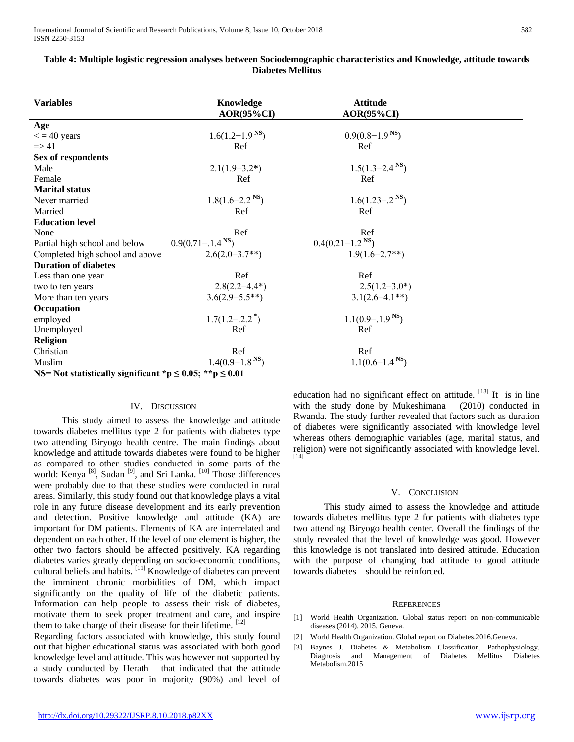**Table 4: Multiple logistic regression analyses between Sociodemographic characteristics and Knowledge, attitude towards Diabetes Mellitus**

| Variables | Knowledge AOR(95%CI) | Attitude AOR(95%CI) |
|---|---|---|
| **Age** | | |
| < = 40 years | 1.6(1.2−1.9 NS) | 0.9(0.8−1.9 NS) |
| => 41 | Ref | Ref |
| **Sex of respondents** | | |
| Male | 2.1(1.9−3.2*) | 1.5(1.3−2.4 NS) |
| Female | Ref | Ref |
| **Marital status** | | |
| Never married | 1.8(1.6−2.2 NS) | 1.6(1.23−.2 NS) |
| Married | Ref | Ref |
| **Education level** | | |
| None | Ref | Ref |
| Partial high school and below | 0.9(0.71−.1.4 NS) | 0.4(0.21−1.2 NS) |
| Completed high school and above | 2.6(2.0−3.7**) | 1.9(1.6−2.7**) |
| **Duration of diabetes** | | |
| Less than one year | Ref | Ref |
| two to ten years | 2.8(2.2−4.4*) | 2.5(1.2−3.0*) |
| More than ten years | 3.6(2.9−5.5**) | 3.1(2.6−4.1**) |
| **Occupation** | | |
| employed | 1.7(1.2−.2.2 *) | 1.1(0.9−.1.9 NS) |
| Unemployed | Ref | Ref |
| **Religion** | | |
| Christian | Ref | Ref |
| Muslim | 1.4(0.9−1.8 NS) | 1.1(0.6−1.4 NS) |

**NS= Not statistically significant *$p \leq 0.05$; **$p \leq 0.01$**

## IV. Discussion

This study aimed to assess the knowledge and attitude towards diabetes mellitus type 2 for patients with diabetes type two attending Biryogo health centre. The main findings about knowledge and attitude towards diabetes were found to be higher as compared to other studies conducted in some parts of the world: Kenya [8], Sudan [9], and Sri Lanka. [10] Those differences were probably due to that these studies were conducted in rural areas. Similarly, this study found out that knowledge plays a vital role in any future disease development and its early prevention and detection. Positive knowledge and attitude (KA) are important for DM patients. Elements of KA are interrelated and dependent on each other. If the level of one element is higher, the other two factors should be affected positively. KA regarding diabetes varies greatly depending on socio-economic conditions, cultural beliefs and habits. [11] Knowledge of diabetes can prevent the imminent chronic morbidities of DM, which impact significantly on the quality of life of the diabetic patients. Information can help people to assess their risk of diabetes, motivate them to seek proper treatment and care, and inspire them to take charge of their disease for their lifetime. [12]

Regarding factors associated with knowledge, this study found out that higher educational status was associated with both good knowledge level and attitude. This was however not supported by a study conducted by Herath that indicated that the attitude towards diabetes was poor in majority (90%) and level of education had no significant effect on attitude. [13] It is in line with the study done by Mukeshimana (2010) conducted in Rwanda. The study further revealed that factors such as duration of diabetes were significantly associated with knowledge level whereas others demographic variables (age, marital status, and religion) were not significantly associated with knowledge level. [14]

## V. Conclusion

This study aimed to assess the knowledge and attitude towards diabetes mellitus type 2 for patients with diabetes type two attending Biryogo health center. Overall the findings of the study revealed that the level of knowledge was good. However this knowledge is not translated into desired attitude. Education with the purpose of changing bad attitude to good attitude towards diabetes should be reinforced.

## References

[1] World Health Organization. Global status report on non-communicable diseases (2014). 2015. Geneva.

[2] World Health Organization. Global report on Diabetes.2016.Geneva.

[3] Baynes J. Diabetes & Metabolism Classification, Pathophysiology, Diagnosis and Management of Diabetes Mellitus Diabetes Metabolism.2015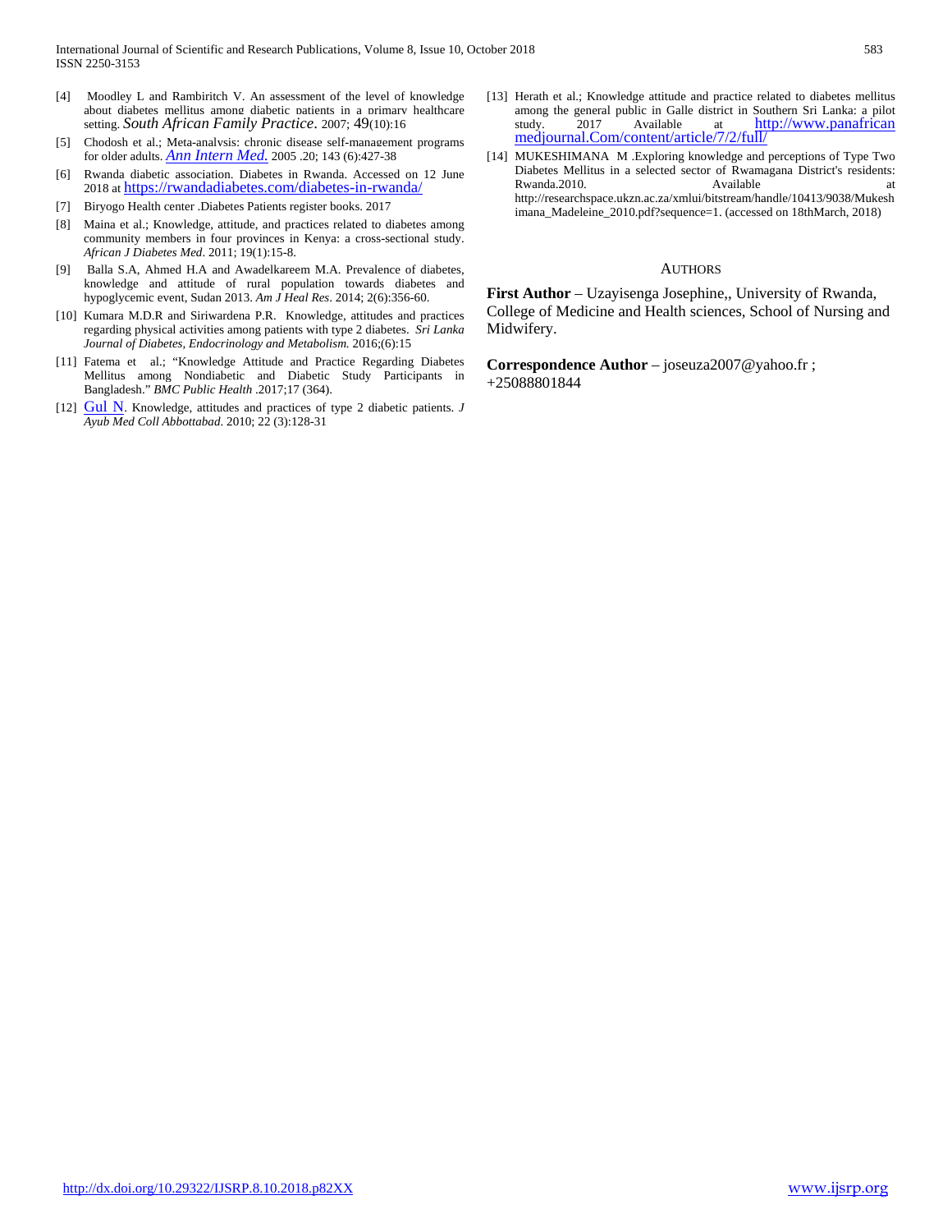[4] Moodley L and Rambiritch V. An assessment of the level of knowledge about diabetes mellitus among diabetic patients in a primary healthcare setting. *South African Family Practice*. 2007; 49(10):16

[5] Chodosh et al.; Meta-analysis: chronic disease self-management programs for older adults. *Ann Intern Med.* 2005 .20; 143 (6):427-38

[6] Rwanda diabetic association. Diabetes in Rwanda. Accessed on 12 June 2018 at https://rwandadiabetes.com/diabetes-in-rwanda/

[7] Biryogo Health center .Diabetes Patients register books. 2017

[8] Maina et al.; Knowledge, attitude, and practices related to diabetes among community members in four provinces in Kenya: a cross-sectional study. *African J Diabetes Med*. 2011; 19(1):15-8.

[9] Balla S.A, Ahmed H.A and Awadelkareem M.A. Prevalence of diabetes, knowledge and attitude of rural population towards diabetes and hypoglycemic event, Sudan 2013. *Am J Heal Res*. 2014; 2(6):356-60.

[10] Kumara M.D.R and Siriwardena P.R. Knowledge, attitudes and practices regarding physical activities among patients with type 2 diabetes. *Sri Lanka Journal of Diabetes, Endocrinology and Metabolism.* 2016;(6):15

[11] Fatema et al.; "Knowledge Attitude and Practice Regarding Diabetes Mellitus among Nondiabetic and Diabetic Study Participants in Bangladesh." *BMC Public Health* .2017;17 (364).

[12] Gul N. Knowledge, attitudes and practices of type 2 diabetic patients. *J Ayub Med Coll Abbottabad*. 2010; 22 (3):128-31

[13] Herath et al.; Knowledge attitude and practice related to diabetes mellitus among the general public in Galle district in Southern Sri Lanka: a pilot study. 2017 Available at http://www.panafricanmedjournal.Com/content/article/7/2/full/

[14] MUKESHIMANA M .Exploring knowledge and perceptions of Type Two Diabetes Mellitus in a selected sector of Rwamagana District's residents: Rwanda.2010. Available at http://researchspace.ukzn.ac.za/xmlui/bitstream/handle/10413/9038/Mukeshimana_Madeleine_2010.pdf?sequence=1. (accessed on 18thMarch, 2018)

## AUTHORS

**First Author** – Uzayisenga Josephine,, University of Rwanda, College of Medicine and Health sciences, School of Nursing and Midwifery.

**Correspondence Author** – joseuza2007@yahoo.fr ; +25088801844